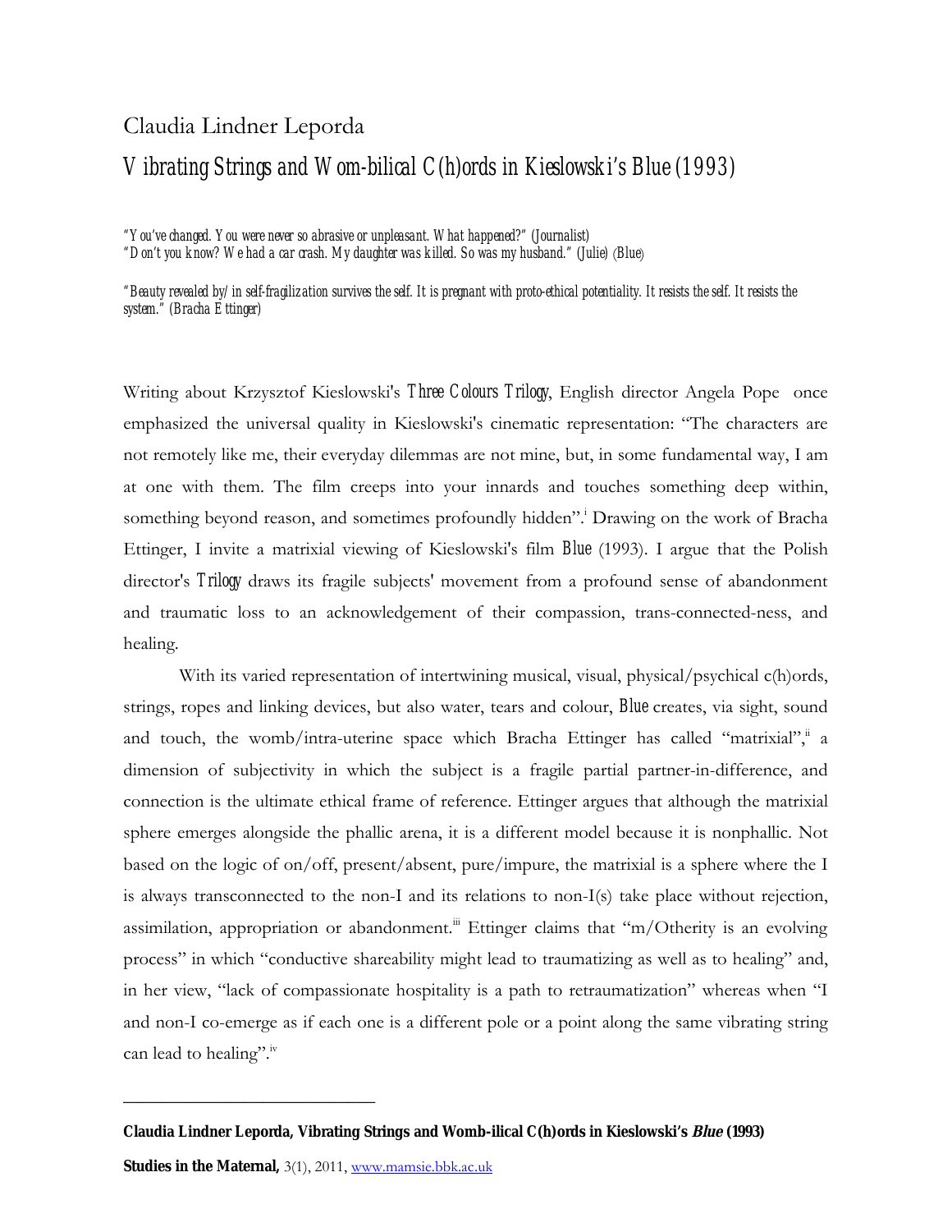Claudia Lindner Leporda

# *Vibrating Strings and Wom-bilical C(h)ords in Kieslowski's Blue (1993)*

*"You've changed. You were never so abrasive or unpleasant. What happened?" (Journalist)*
*"Don't you know? We had a car crash. My daughter was killed. So was my husband." (Julie) (Blue)*

*"Beauty revealed by/in self-fragilization survives the self. It is pregnant with proto-ethical potentiality. It resists the self. It resists the system." (Bracha Ettinger)*

Writing about Krzysztof Kieslowski's *Three Colours Trilogy*, English director Angela Pope once emphasized the universal quality in Kieslowski's cinematic representation: "The characters are not remotely like me, their everyday dilemmas are not mine, but, in some fundamental way, I am at one with them. The film creeps into your innards and touches something deep within, something beyond reason, and sometimes profoundly hidden".[i] Drawing on the work of Bracha Ettinger, I invite a matrixial viewing of Kieslowski's film *Blue* (1993). I argue that the Polish director's *Trilogy* draws its fragile subjects' movement from a profound sense of abandonment and traumatic loss to an acknowledgement of their compassion, trans-connected-ness, and healing.

With its varied representation of intertwining musical, visual, physical/psychical c(h)ords, strings, ropes and linking devices, but also water, tears and colour, *Blue* creates, via sight, sound and touch, the womb/intra-uterine space which Bracha Ettinger has called "matrixial",[ii] a dimension of subjectivity in which the subject is a fragile partial partner-in-difference, and connection is the ultimate ethical frame of reference. Ettinger argues that although the matrixial sphere emerges alongside the phallic arena, it is a different model because it is nonphallic. Not based on the logic of on/off, present/absent, pure/impure, the matrixial is a sphere where the I is always transconnected to the non-I and its relations to non-I(s) take place without rejection, assimilation, appropriation or abandonment.[iii] Ettinger claims that "m/Otherity is an evolving process" in which "conductive shareability might lead to traumatizing as well as to healing" and, in her view, "lack of compassionate hospitality is a path to retraumatization" whereas when "I and non-I co-emerge as if each one is a different pole or a point along the same vibrating string can lead to healing".[iv]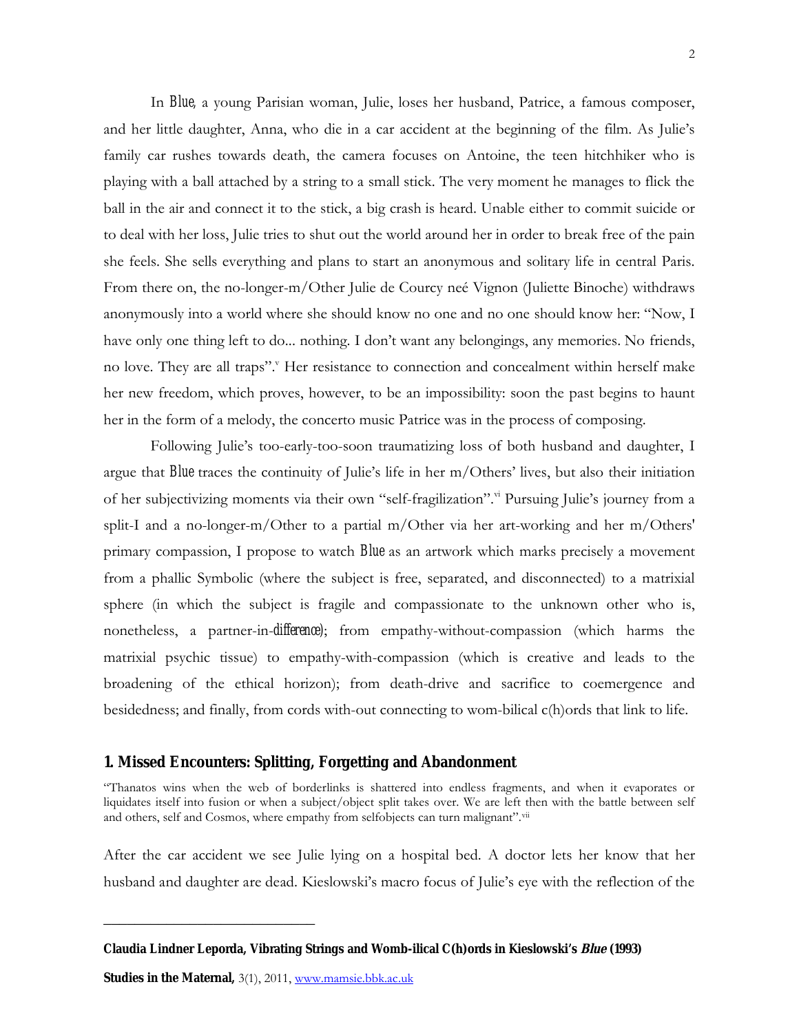In *Blue*, a young Parisian woman, Julie, loses her husband, Patrice, a famous composer, and her little daughter, Anna, who die in a car accident at the beginning of the film. As Julie's family car rushes towards death, the camera focuses on Antoine, the teen hitchhiker who is playing with a ball attached by a string to a small stick. The very moment he manages to flick the ball in the air and connect it to the stick, a big crash is heard. Unable either to commit suicide or to deal with her loss, Julie tries to shut out the world around her in order to break free of the pain she feels. She sells everything and plans to start an anonymous and solitary life in central Paris. From there on, the no-longer-m/Other Julie de Courcy neé Vignon (Juliette Binoche) withdraws anonymously into a world where she should know no one and no one should know her: "Now, I have only one thing left to do... nothing. I don't want any belongings, any memories. No friends, no love. They are all traps".[v] Her resistance to connection and concealment within herself make her new freedom, which proves, however, to be an impossibility: soon the past begins to haunt her in the form of a melody, the concerto music Patrice was in the process of composing.

Following Julie's too-early-too-soon traumatizing loss of both husband and daughter, I argue that *Blue* traces the continuity of Julie's life in her m/Others' lives, but also their initiation of her subjectivizing moments via their own "self-fragilization".[vi] Pursuing Julie's journey from a split-I and a no-longer-m/Other to a partial m/Other via her art-working and her m/Others' primary compassion, I propose to watch *Blue* as an artwork which marks precisely a movement from a phallic Symbolic (where the subject is free, separated, and disconnected) to a matrixial sphere (in which the subject is fragile and compassionate to the unknown other who is, nonetheless, a partner-in-*difference*); from empathy-without-compassion (which harms the matrixial psychic tissue) to empathy-with-compassion (which is creative and leads to the broadening of the ethical horizon); from death-drive and sacrifice to coemergence and besidedness; and finally, from cords with-out connecting to wom-bilical c(h)ords that link to life.

## 1. Missed Encounters: Splitting, Forgetting and Abandonment

"Thanatos wins when the web of borderlinks is shattered into endless fragments, and when it evaporates or liquidates itself into fusion or when a subject/object split takes over. We are left then with the battle between self and others, self and Cosmos, where empathy from selfobjects can turn malignant".[vii]

After the car accident we see Julie lying on a hospital bed. A doctor lets her know that her husband and daughter are dead. Kieslowski's macro focus of Julie's eye with the reflection of the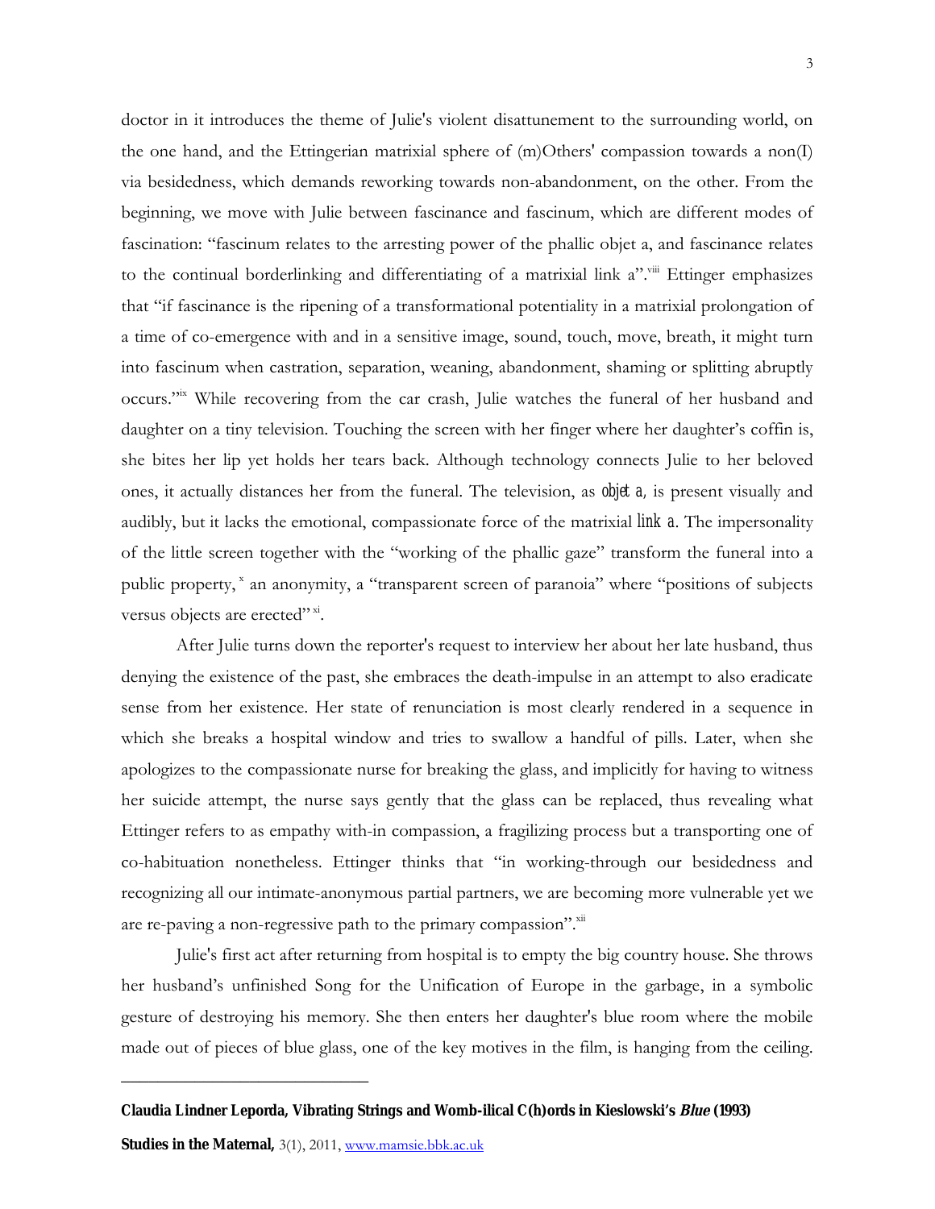doctor in it introduces the theme of Julie's violent disattunement to the surrounding world, on the one hand, and the Ettingerian matrixial sphere of (m)Others' compassion towards a non(I) via besidedness, which demands reworking towards non-abandonment, on the other. From the beginning, we move with Julie between fascinance and fascinum, which are different modes of fascination: "fascinum relates to the arresting power of the phallic objet a, and fascinance relates to the continual borderlinking and differentiating of a matrixial link a".[viii] Ettinger emphasizes that "if fascinance is the ripening of a transformational potentiality in a matrixial prolongation of a time of co-emergence with and in a sensitive image, sound, touch, move, breath, it might turn into fascinum when castration, separation, weaning, abandonment, shaming or splitting abruptly occurs."[ix] While recovering from the car crash, Julie watches the funeral of her husband and daughter on a tiny television. Touching the screen with her finger where her daughter's coffin is, she bites her lip yet holds her tears back. Although technology connects Julie to her beloved ones, it actually distances her from the funeral. The television, as *objet a*, is present visually and audibly, but it lacks the emotional, compassionate force of the matrixial *link a*. The impersonality of the little screen together with the "working of the phallic gaze" transform the funeral into a public property,[x] an anonymity, a "transparent screen of paranoia" where "positions of subjects versus objects are erected"[xi].

After Julie turns down the reporter's request to interview her about her late husband, thus denying the existence of the past, she embraces the death-impulse in an attempt to also eradicate sense from her existence. Her state of renunciation is most clearly rendered in a sequence in which she breaks a hospital window and tries to swallow a handful of pills. Later, when she apologizes to the compassionate nurse for breaking the glass, and implicitly for having to witness her suicide attempt, the nurse says gently that the glass can be replaced, thus revealing what Ettinger refers to as empathy with-in compassion, a fragilizing process but a transporting one of co-habituation nonetheless. Ettinger thinks that "in working-through our besidedness and recognizing all our intimate-anonymous partial partners, we are becoming more vulnerable yet we are re-paving a non-regressive path to the primary compassion".[xii]

Julie's first act after returning from hospital is to empty the big country house. She throws her husband's unfinished Song for the Unification of Europe in the garbage, in a symbolic gesture of destroying his memory. She then enters her daughter's blue room where the mobile made out of pieces of blue glass, one of the key motives in the film, is hanging from the ceiling.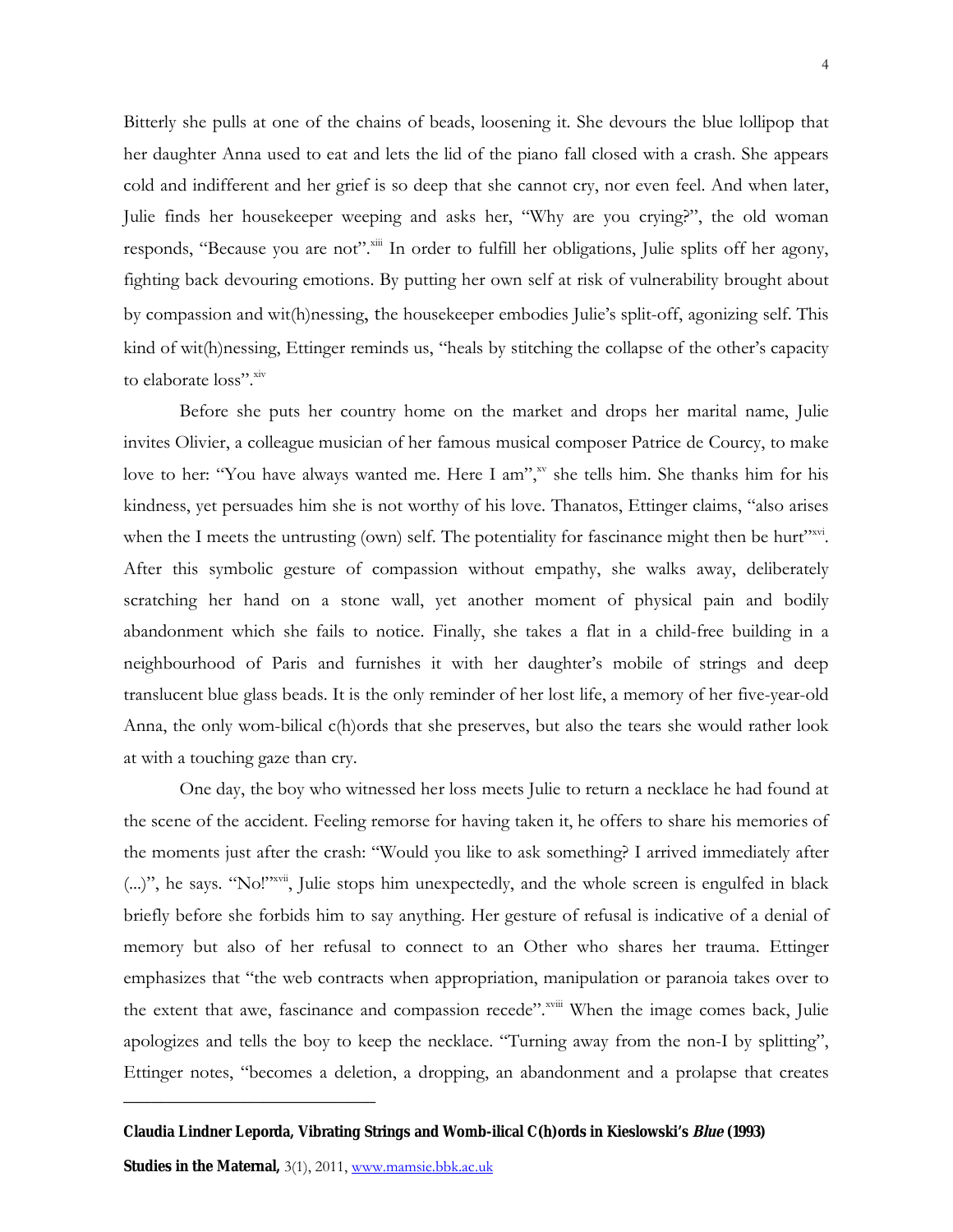Bitterly she pulls at one of the chains of beads, loosening it. She devours the blue lollipop that her daughter Anna used to eat and lets the lid of the piano fall closed with a crash. She appears cold and indifferent and her grief is so deep that she cannot cry, nor even feel. And when later, Julie finds her housekeeper weeping and asks her, "Why are you crying?", the old woman responds, "Because you are not".[xiii] In order to fulfill her obligations, Julie splits off her agony, fighting back devouring emotions. By putting her own self at risk of vulnerability brought about by compassion and wit(h)nessing, the housekeeper embodies Julie's split-off, agonizing self. This kind of wit(h)nessing, Ettinger reminds us, "heals by stitching the collapse of the other's capacity to elaborate loss".[xiv]

Before she puts her country home on the market and drops her marital name, Julie invites Olivier, a colleague musician of her famous musical composer Patrice de Courcy, to make love to her: "You have always wanted me. Here I am",[xv] she tells him. She thanks him for his kindness, yet persuades him she is not worthy of his love. Thanatos, Ettinger claims, "also arises when the I meets the untrusting (own) self. The potentiality for fascinance might then be hurt"[xvi]. After this symbolic gesture of compassion without empathy, she walks away, deliberately scratching her hand on a stone wall, yet another moment of physical pain and bodily abandonment which she fails to notice. Finally, she takes a flat in a child-free building in a neighbourhood of Paris and furnishes it with her daughter's mobile of strings and deep translucent blue glass beads. It is the only reminder of her lost life, a memory of her five-year-old Anna, the only wom-bilical c(h)ords that she preserves, but also the tears she would rather look at with a touching gaze than cry.

One day, the boy who witnessed her loss meets Julie to return a necklace he had found at the scene of the accident. Feeling remorse for having taken it, he offers to share his memories of the moments just after the crash: "Would you like to ask something? I arrived immediately after (...)", he says. "No!"[xvii], Julie stops him unexpectedly, and the whole screen is engulfed in black briefly before she forbids him to say anything. Her gesture of refusal is indicative of a denial of memory but also of her refusal to connect to an Other who shares her trauma. Ettinger emphasizes that "the web contracts when appropriation, manipulation or paranoia takes over to the extent that awe, fascinance and compassion recede".[xviii] When the image comes back, Julie apologizes and tells the boy to keep the necklace. "Turning away from the non-I by splitting", Ettinger notes, "becomes a deletion, a dropping, an abandonment and a prolapse that creates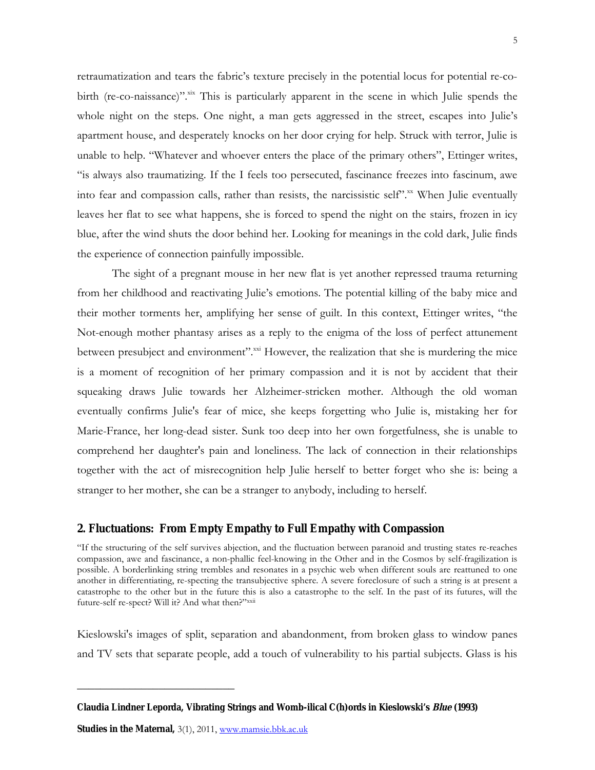retraumatization and tears the fabric's texture precisely in the potential locus for potential re-co-birth (re-co-naissance)".[xix] This is particularly apparent in the scene in which Julie spends the whole night on the steps. One night, a man gets aggressed in the street, escapes into Julie's apartment house, and desperately knocks on her door crying for help. Struck with terror, Julie is unable to help. "Whatever and whoever enters the place of the primary others", Ettinger writes, "is always also traumatizing. If the I feels too persecuted, fascinance freezes into fascinum, awe into fear and compassion calls, rather than resists, the narcissistic self".[xx] When Julie eventually leaves her flat to see what happens, she is forced to spend the night on the stairs, frozen in icy blue, after the wind shuts the door behind her. Looking for meanings in the cold dark, Julie finds the experience of connection painfully impossible.

The sight of a pregnant mouse in her new flat is yet another repressed trauma returning from her childhood and reactivating Julie's emotions. The potential killing of the baby mice and their mother torments her, amplifying her sense of guilt. In this context, Ettinger writes, "the Not-enough mother phantasy arises as a reply to the enigma of the loss of perfect attunement between presubject and environment".[xxi] However, the realization that she is murdering the mice is a moment of recognition of her primary compassion and it is not by accident that their squeaking draws Julie towards her Alzheimer-stricken mother. Although the old woman eventually confirms Julie's fear of mice, she keeps forgetting who Julie is, mistaking her for Marie-France, her long-dead sister. Sunk too deep into her own forgetfulness, she is unable to comprehend her daughter's pain and loneliness. The lack of connection in their relationships together with the act of misrecognition help Julie herself to better forget who she is: being a stranger to her mother, she can be a stranger to anybody, including to herself.

## 2. Fluctuations: From Empty Empathy to Full Empathy with Compassion

"If the structuring of the self survives abjection, and the fluctuation between paranoid and trusting states re-reaches compassion, awe and fascinance, a non-phallic feel-knowing in the Other and in the Cosmos by self-fragilization is possible. A borderlinking string trembles and resonates in a psychic web when different souls are reattuned to one another in differentiating, re-specting the transubjective sphere. A severe foreclosure of such a string is at present a catastrophe to the other but in the future this is also a catastrophe to the self. In the past of its futures, will the future-self re-spect? Will it? And what then?"[xxii]

Kieslowski's images of split, separation and abandonment, from broken glass to window panes and TV sets that separate people, add a touch of vulnerability to his partial subjects. Glass is his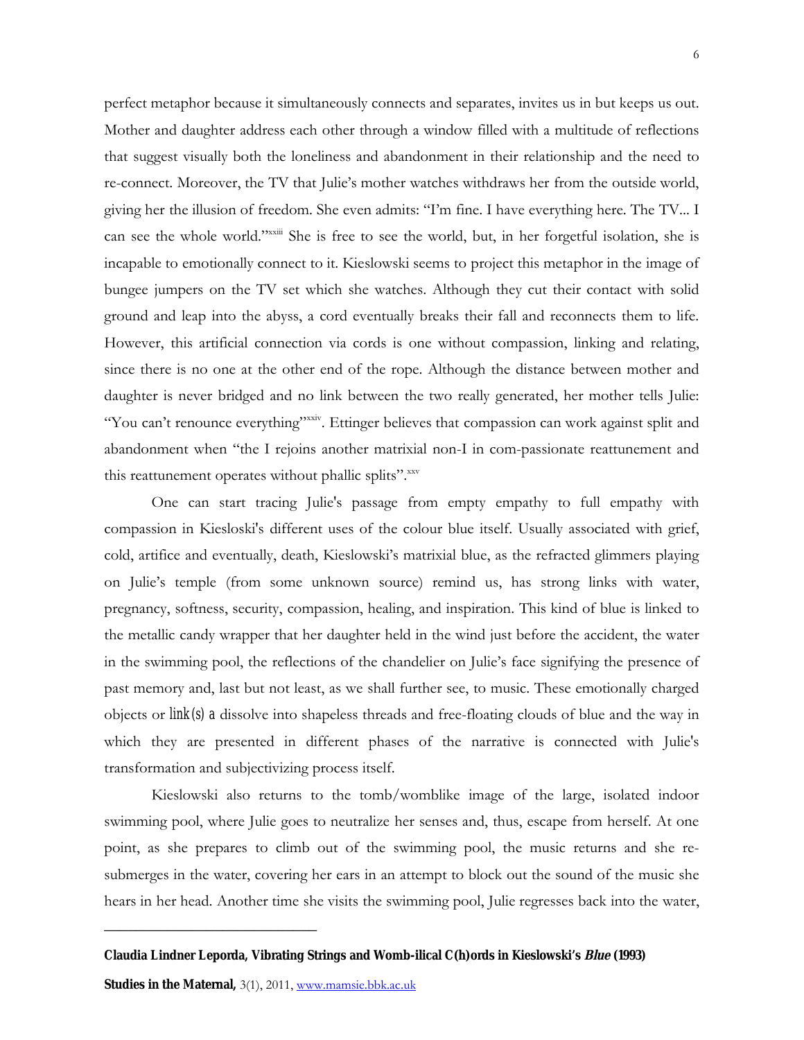perfect metaphor because it simultaneously connects and separates, invites us in but keeps us out. Mother and daughter address each other through a window filled with a multitude of reflections that suggest visually both the loneliness and abandonment in their relationship and the need to re-connect. Moreover, the TV that Julie's mother watches withdraws her from the outside world, giving her the illusion of freedom. She even admits: "I'm fine. I have everything here. The TV... I can see the whole world."[xxiii] She is free to see the world, but, in her forgetful isolation, she is incapable to emotionally connect to it. Kieslowski seems to project this metaphor in the image of bungee jumpers on the TV set which she watches. Although they cut their contact with solid ground and leap into the abyss, a cord eventually breaks their fall and reconnects them to life. However, this artificial connection via cords is one without compassion, linking and relating, since there is no one at the other end of the rope. Although the distance between mother and daughter is never bridged and no link between the two really generated, her mother tells Julie: "You can't renounce everything"[xxiv]. Ettinger believes that compassion can work against split and abandonment when "the I rejoins another matrixial non-I in com-passionate reattunement and this reattunement operates without phallic splits".[xxv]

One can start tracing Julie's passage from empty empathy to full empathy with compassion in Kiesloski's different uses of the colour blue itself. Usually associated with grief, cold, artifice and eventually, death, Kieslowski's matrixial blue, as the refracted glimmers playing on Julie's temple (from some unknown source) remind us, has strong links with water, pregnancy, softness, security, compassion, healing, and inspiration. This kind of blue is linked to the metallic candy wrapper that her daughter held in the wind just before the accident, the water in the swimming pool, the reflections of the chandelier on Julie's face signifying the presence of past memory and, last but not least, as we shall further see, to music. These emotionally charged objects or link(s) a dissolve into shapeless threads and free-floating clouds of blue and the way in which they are presented in different phases of the narrative is connected with Julie's transformation and subjectivizing process itself.

Kieslowski also returns to the tomb/womblike image of the large, isolated indoor swimming pool, where Julie goes to neutralize her senses and, thus, escape from herself. At one point, as she prepares to climb out of the swimming pool, the music returns and she re-submerges in the water, covering her ears in an attempt to block out the sound of the music she hears in her head. Another time she visits the swimming pool, Julie regresses back into the water,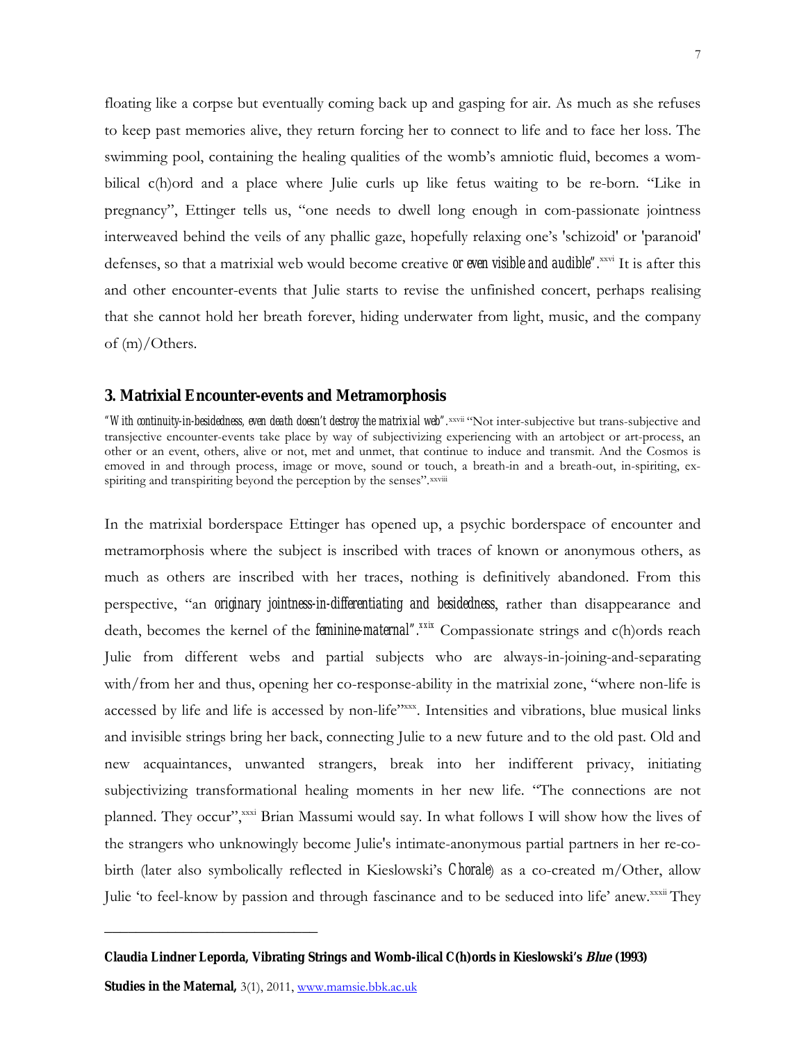floating like a corpse but eventually coming back up and gasping for air. As much as she refuses to keep past memories alive, they return forcing her to connect to life and to face her loss. The swimming pool, containing the healing qualities of the womb's amniotic fluid, becomes a wom-bilical c(h)ord and a place where Julie curls up like fetus waiting to be re-born. "Like in pregnancy", Ettinger tells us, "one needs to dwell long enough in com-passionate jointness interweaved behind the veils of any phallic gaze, hopefully relaxing one's 'schizoid' or 'paranoid' defenses, so that a matrixial web would become creative *or even visible and audible*".[xxvi] It is after this and other encounter-events that Julie starts to revise the unfinished concert, perhaps realising that she cannot hold her breath forever, hiding underwater from light, music, and the company of (m)/Others.

## 3. Matrixial Encounter-events and Metramorphosis

*"With continuity-in-besidedness, even death doesn't destroy the matrixial web"*.[xxvii] "Not inter-subjective but trans-subjective and transjective encounter-events take place by way of subjectivizing experiencing with an artobject or art-process, an other or an event, others, alive or not, met and unmet, that continue to induce and transmit. And the Cosmos is emoved in and through process, image or move, sound or touch, a breath-in and a breath-out, in-spiriting, ex-spiriting and transpiriting beyond the perception by the senses".[xxviii]

In the matrixial borderspace Ettinger has opened up, a psychic borderspace of encounter and metramorphosis where the subject is inscribed with traces of known or anonymous others, as much as others are inscribed with her traces, nothing is definitively abandoned. From this perspective, "an *originary jointness-in-differentiating and besidedness*, rather than disappearance and death, becomes the kernel of the *feminine-maternal*".[xxix] Compassionate strings and c(h)ords reach Julie from different webs and partial subjects who are always-in-joining-and-separating with/from her and thus, opening her co-response-ability in the matrixial zone, "where non-life is accessed by life and life is accessed by non-life"[xxx]. Intensities and vibrations, blue musical links and invisible strings bring her back, connecting Julie to a new future and to the old past. Old and new acquaintances, unwanted strangers, break into her indifferent privacy, initiating subjectivizing transformational healing moments in her new life. "The connections are not planned. They occur",[xxxi] Brian Massumi would say. In what follows I will show how the lives of the strangers who unknowingly become Julie's intimate-anonymous partial partners in her re-co-birth (later also symbolically reflected in Kieslowski's *Chorale*) as a co-created m/Other, allow Julie 'to feel-know by passion and through fascinance and to be seduced into life' anew.[xxxii] They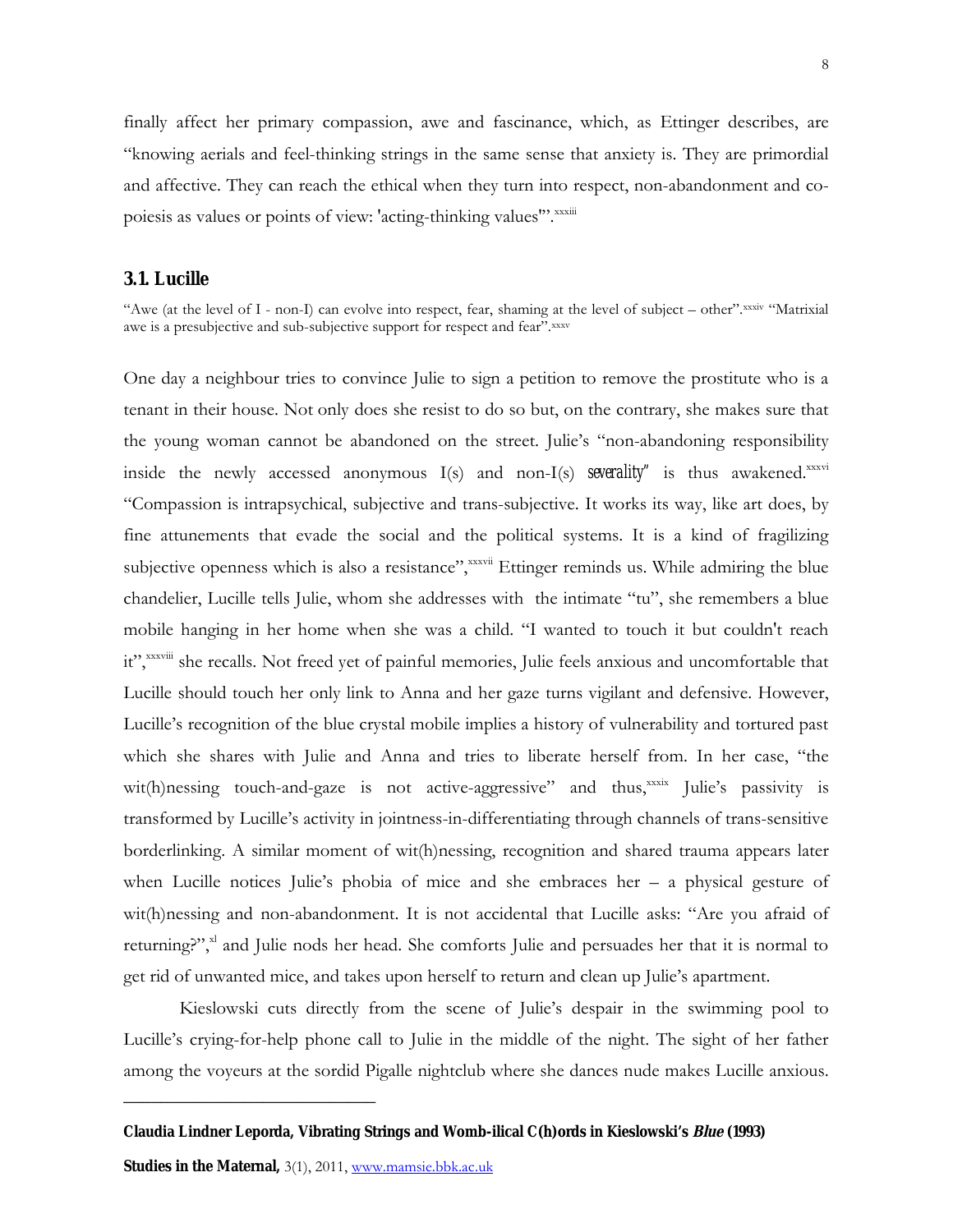finally affect her primary compassion, awe and fascinance, which, as Ettinger describes, are "knowing aerials and feel-thinking strings in the same sense that anxiety is. They are primordial and affective. They can reach the ethical when they turn into respect, non-abandonment and co-poiesis as values or points of view: 'acting-thinking values'".[xxxiii]

### 3.1. Lucille

"Awe (at the level of I - non-I) can evolve into respect, fear, shaming at the level of subject – other".[xxxiv] "Matrixial awe is a presubjective and sub-subjective support for respect and fear".[xxxv]

One day a neighbour tries to convince Julie to sign a petition to remove the prostitute who is a tenant in their house. Not only does she resist to do so but, on the contrary, she makes sure that the young woman cannot be abandoned on the street. Julie's "non-abandoning responsibility inside the newly accessed anonymous I(s) and non-I(s) *severality*" is thus awakened.[xxxvi] "Compassion is intrapsychical, subjective and trans-subjective. It works its way, like art does, by fine attunements that evade the social and the political systems. It is a kind of fragilizing subjective openness which is also a resistance",[xxxvii] Ettinger reminds us. While admiring the blue chandelier, Lucille tells Julie, whom she addresses with the intimate "tu", she remembers a blue mobile hanging in her home when she was a child. "I wanted to touch it but couldn't reach it",[xxxviii] she recalls. Not freed yet of painful memories, Julie feels anxious and uncomfortable that Lucille should touch her only link to Anna and her gaze turns vigilant and defensive. However, Lucille's recognition of the blue crystal mobile implies a history of vulnerability and tortured past which she shares with Julie and Anna and tries to liberate herself from. In her case, "the wit(h)nessing touch-and-gaze is not active-aggressive" and thus,[xxxix] Julie's passivity is transformed by Lucille's activity in jointness-in-differentiating through channels of trans-sensitive borderlinking. A similar moment of wit(h)nessing, recognition and shared trauma appears later when Lucille notices Julie's phobia of mice and she embraces her – a physical gesture of wit(h)nessing and non-abandonment. It is not accidental that Lucille asks: "Are you afraid of returning?",[xl] and Julie nods her head. She comforts Julie and persuades her that it is normal to get rid of unwanted mice, and takes upon herself to return and clean up Julie's apartment.

Kieslowski cuts directly from the scene of Julie's despair in the swimming pool to Lucille's crying-for-help phone call to Julie in the middle of the night. The sight of her father among the voyeurs at the sordid Pigalle nightclub where she dances nude makes Lucille anxious.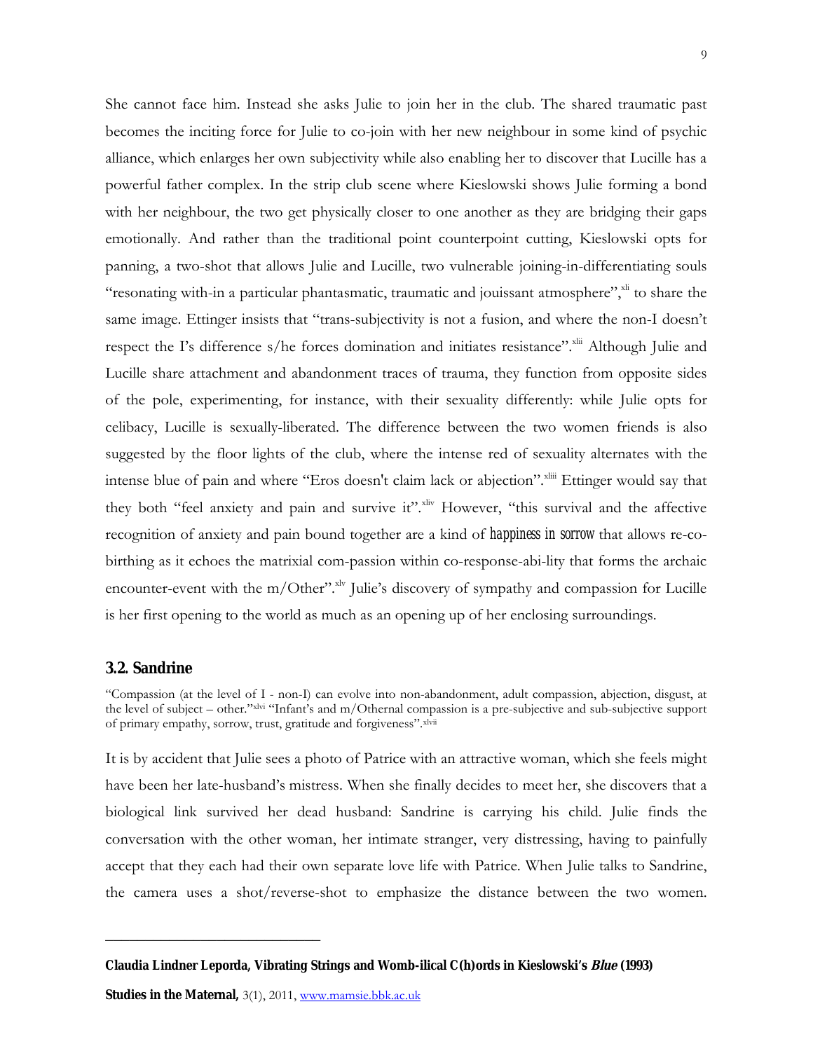She cannot face him. Instead she asks Julie to join her in the club. The shared traumatic past becomes the inciting force for Julie to co-join with her new neighbour in some kind of psychic alliance, which enlarges her own subjectivity while also enabling her to discover that Lucille has a powerful father complex. In the strip club scene where Kieslowski shows Julie forming a bond with her neighbour, the two get physically closer to one another as they are bridging their gaps emotionally. And rather than the traditional point counterpoint cutting, Kieslowski opts for panning, a two-shot that allows Julie and Lucille, two vulnerable joining-in-differentiating souls "resonating with-in a particular phantasmatic, traumatic and jouissant atmosphere",[xli] to share the same image. Ettinger insists that "trans-subjectivity is not a fusion, and where the non-I doesn't respect the I's difference s/he forces domination and initiates resistance".[xlii] Although Julie and Lucille share attachment and abandonment traces of trauma, they function from opposite sides of the pole, experimenting, for instance, with their sexuality differently: while Julie opts for celibacy, Lucille is sexually-liberated. The difference between the two women friends is also suggested by the floor lights of the club, where the intense red of sexuality alternates with the intense blue of pain and where "Eros doesn't claim lack or abjection".[xliii] Ettinger would say that they both "feel anxiety and pain and survive it".[xliv] However, "this survival and the affective recognition of anxiety and pain bound together are a kind of *happiness in sorrow* that allows re-co-birthing as it echoes the matrixial com-passion within co-response-abi-lity that forms the archaic encounter-event with the m/Other".[xlv] Julie's discovery of sympathy and compassion for Lucille is her first opening to the world as much as an opening up of her enclosing surroundings.

### 3.2. Sandrine

"Compassion (at the level of I - non-I) can evolve into non-abandonment, adult compassion, abjection, disgust, at the level of subject – other."[xlvi] "Infant's and m/Othernal compassion is a pre-subjective and sub-subjective support of primary empathy, sorrow, trust, gratitude and forgiveness".[xlvii]

It is by accident that Julie sees a photo of Patrice with an attractive woman, which she feels might have been her late-husband's mistress. When she finally decides to meet her, she discovers that a biological link survived her dead husband: Sandrine is carrying his child. Julie finds the conversation with the other woman, her intimate stranger, very distressing, having to painfully accept that they each had their own separate love life with Patrice. When Julie talks to Sandrine, the camera uses a shot/reverse-shot to emphasize the distance between the two women.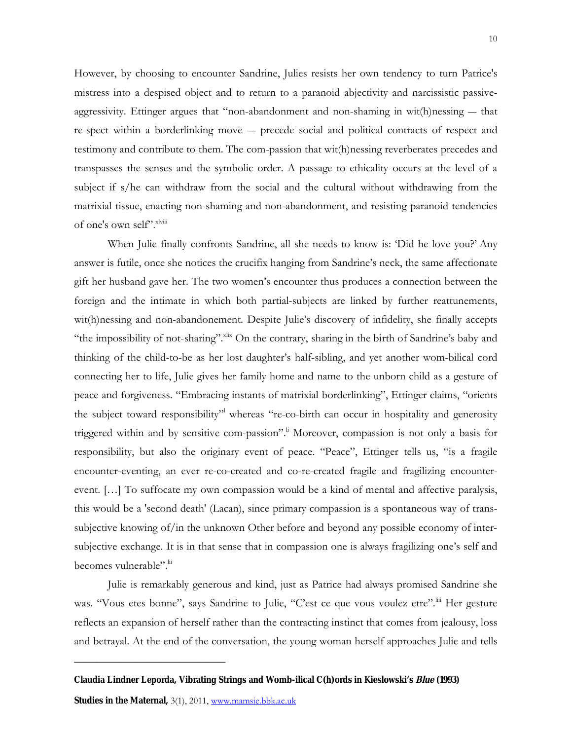However, by choosing to encounter Sandrine, Julies resists her own tendency to turn Patrice's mistress into a despised object and to return to a paranoid abjectivity and narcissistic passive-aggressivity. Ettinger argues that "non-abandonment and non-shaming in wit(h)nessing — that re-spect within a borderlinking move — precede social and political contracts of respect and testimony and contribute to them. The com-passion that wit(h)nessing reverberates precedes and transpasses the senses and the symbolic order. A passage to ethicality occurs at the level of a subject if s/he can withdraw from the social and the cultural without withdrawing from the matrixial tissue, enacting non-shaming and non-abandonment, and resisting paranoid tendencies of one's own self".[xlviii]

When Julie finally confronts Sandrine, all she needs to know is: 'Did he love you?' Any answer is futile, once she notices the crucifix hanging from Sandrine's neck, the same affectionate gift her husband gave her. The two women's encounter thus produces a connection between the foreign and the intimate in which both partial-subjects are linked by further reattunements, wit(h)nessing and non-abandonement. Despite Julie's discovery of infidelity, she finally accepts "the impossibility of not-sharing".[xlix] On the contrary, sharing in the birth of Sandrine's baby and thinking of the child-to-be as her lost daughter's half-sibling, and yet another wom-bilical cord connecting her to life, Julie gives her family home and name to the unborn child as a gesture of peace and forgiveness. "Embracing instants of matrixial borderlinking", Ettinger claims, "orients the subject toward responsibility"[l] whereas "re-co-birth can occur in hospitality and generosity triggered within and by sensitive com-passion".[li] Moreover, compassion is not only a basis for responsibility, but also the originary event of peace. "Peace", Ettinger tells us, "is a fragile encounter-eventing, an ever re-co-created and co-re-created fragile and fragilizing encounter-event. […] To suffocate my own compassion would be a kind of mental and affective paralysis, this would be a 'second death' (Lacan), since primary compassion is a spontaneous way of trans-subjective knowing of/in the unknown Other before and beyond any possible economy of inter-subjective exchange. It is in that sense that in compassion one is always fragilizing one's self and becomes vulnerable".[lii]

Julie is remarkably generous and kind, just as Patrice had always promised Sandrine she was. "Vous etes bonne", says Sandrine to Julie, "C'est ce que vous voulez etre".[liii] Her gesture reflects an expansion of herself rather than the contracting instinct that comes from jealousy, loss and betrayal. At the end of the conversation, the young woman herself approaches Julie and tells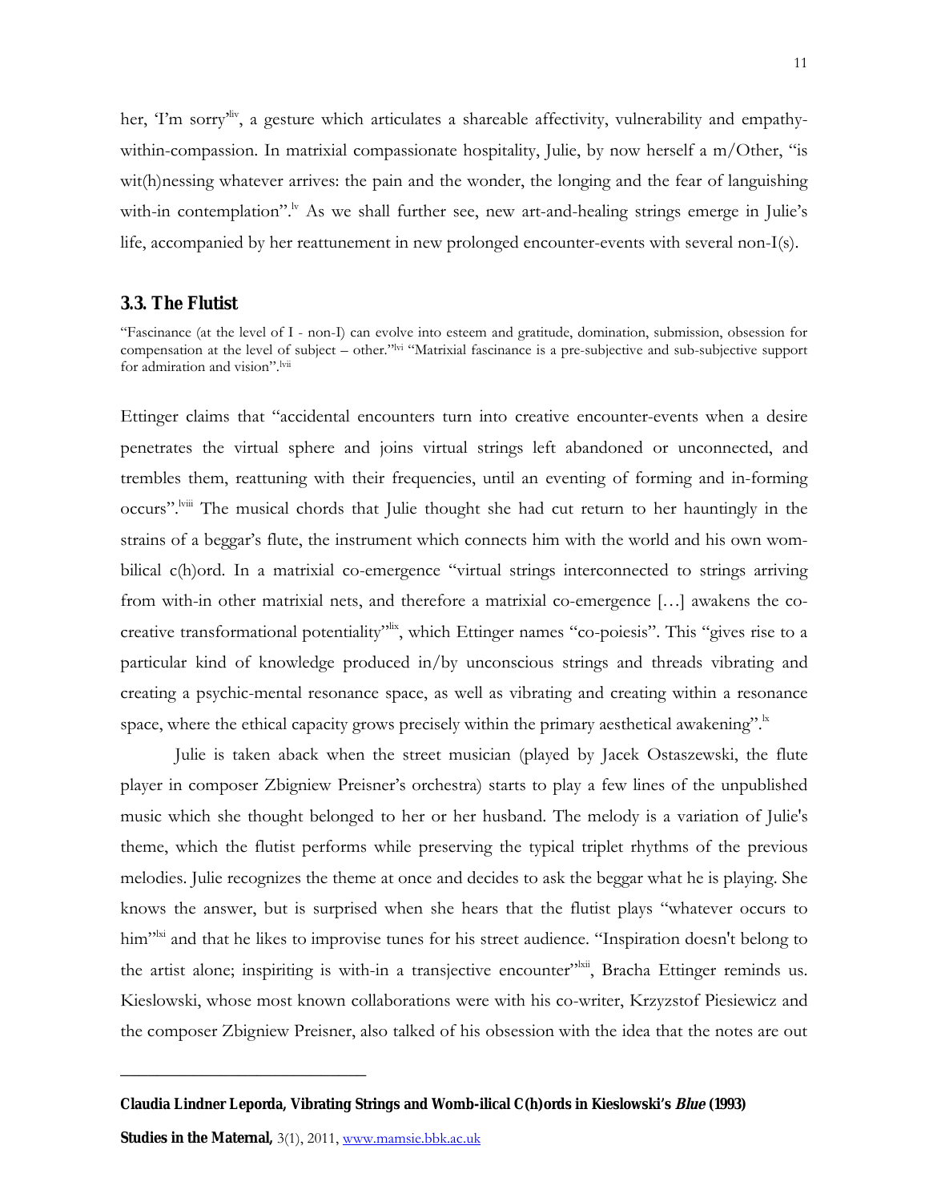her, 'I'm sorry'[liv], a gesture which articulates a shareable affectivity, vulnerability and empathy-within-compassion. In matrixial compassionate hospitality, Julie, by now herself a m/Other, "is wit(h)nessing whatever arrives: the pain and the wonder, the longing and the fear of languishing with-in contemplation".[lv] As we shall further see, new art-and-healing strings emerge in Julie's life, accompanied by her reattunement in new prolonged encounter-events with several non-I(s).

### 3.3. The Flutist

"Fascinance (at the level of I - non-I) can evolve into esteem and gratitude, domination, submission, obsession for compensation at the level of subject – other."[lvi] "Matrixial fascinance is a pre-subjective and sub-subjective support for admiration and vision".[lvii]

Ettinger claims that "accidental encounters turn into creative encounter-events when a desire penetrates the virtual sphere and joins virtual strings left abandoned or unconnected, and trembles them, reattuning with their frequencies, until an eventing of forming and in-forming occurs".[lviii] The musical chords that Julie thought she had cut return to her hauntingly in the strains of a beggar's flute, the instrument which connects him with the world and his own wom-bilical c(h)ord. In a matrixial co-emergence "virtual strings interconnected to strings arriving from with-in other matrixial nets, and therefore a matrixial co-emergence […] awakens the co-creative transformational potentiality"[lix], which Ettinger names "co-poiesis". This "gives rise to a particular kind of knowledge produced in/by unconscious strings and threads vibrating and creating a psychic-mental resonance space, as well as vibrating and creating within a resonance space, where the ethical capacity grows precisely within the primary aesthetical awakening".[lx]

Julie is taken aback when the street musician (played by Jacek Ostaszewski, the flute player in composer Zbigniew Preisner's orchestra) starts to play a few lines of the unpublished music which she thought belonged to her or her husband. The melody is a variation of Julie's theme, which the flutist performs while preserving the typical triplet rhythms of the previous melodies. Julie recognizes the theme at once and decides to ask the beggar what he is playing. She knows the answer, but is surprised when she hears that the flutist plays "whatever occurs to him"[lxi] and that he likes to improvise tunes for his street audience. "Inspiration doesn't belong to the artist alone; inspiriting is with-in a transjective encounter"[lxii], Bracha Ettinger reminds us. Kieslowski, whose most known collaborations were with his co-writer, Krzyzstof Piesiewicz and the composer Zbigniew Preisner, also talked of his obsession with the idea that the notes are out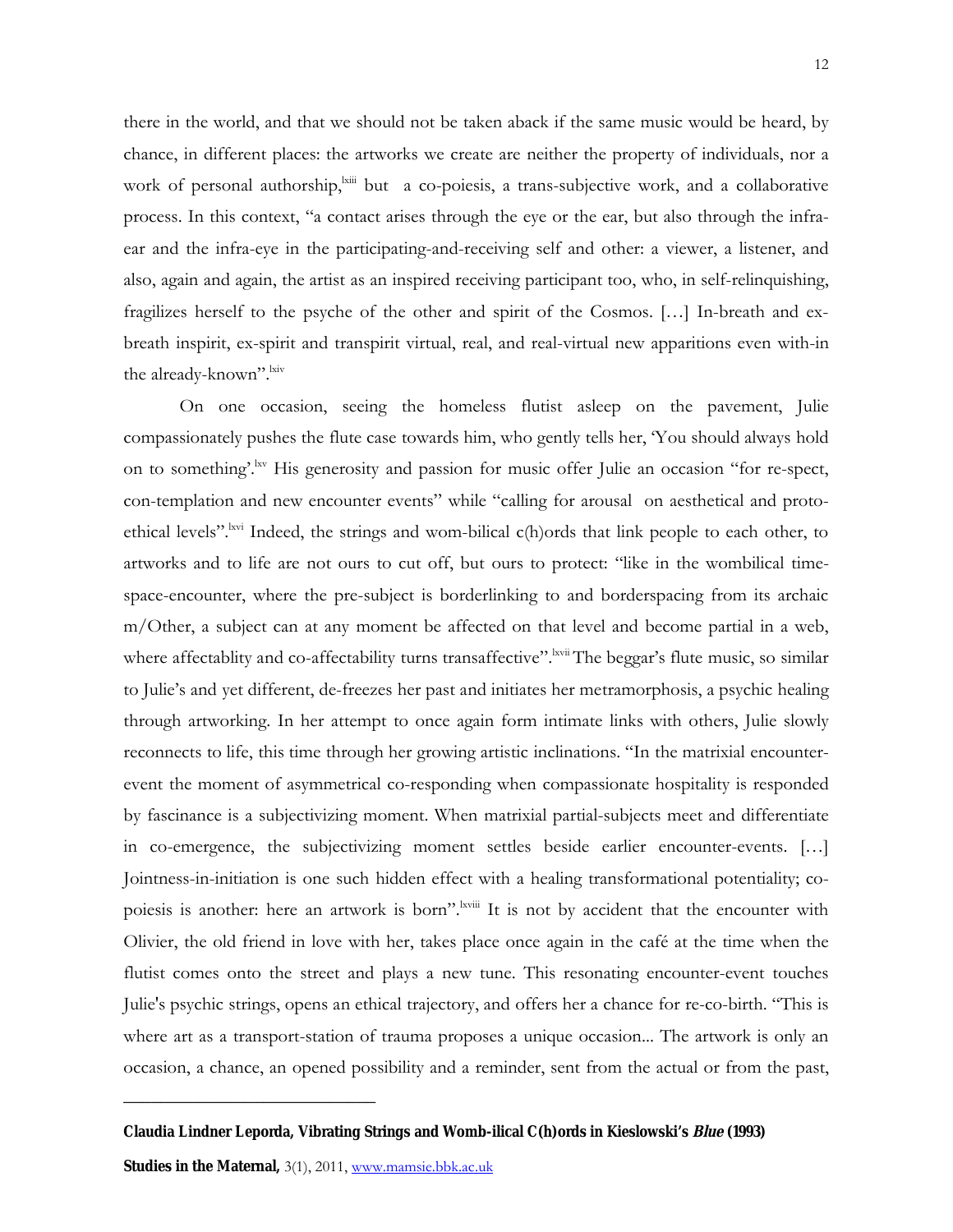there in the world, and that we should not be taken aback if the same music would be heard, by chance, in different places: the artworks we create are neither the property of individuals, nor a work of personal authorship,[lxiii] but a co-poiesis, a trans-subjective work, and a collaborative process. In this context, "a contact arises through the eye or the ear, but also through the infra-ear and the infra-eye in the participating-and-receiving self and other: a viewer, a listener, and also, again and again, the artist as an inspired receiving participant too, who, in self-relinquishing, fragilizes herself to the psyche of the other and spirit of the Cosmos. […] In-breath and ex-breath inspirit, ex-spirit and transpirit virtual, real, and real-virtual new apparitions even with-in the already-known".[lxiv]

On one occasion, seeing the homeless flutist asleep on the pavement, Julie compassionately pushes the flute case towards him, who gently tells her, 'You should always hold on to something'.[lxv] His generosity and passion for music offer Julie an occasion "for re-spect, con-templation and new encounter events" while "calling for arousal on aesthetical and proto-ethical levels".[lxvi] Indeed, the strings and wom-bilical c(h)ords that link people to each other, to artworks and to life are not ours to cut off, but ours to protect: "like in the wombilical time-space-encounter, where the pre-subject is borderlinking to and borderspacing from its archaic m/Other, a subject can at any moment be affected on that level and become partial in a web, where affectablity and co-affectability turns transaffective".[lxvii] The beggar's flute music, so similar to Julie's and yet different, de-freezes her past and initiates her metramorphosis, a psychic healing through artworking. In her attempt to once again form intimate links with others, Julie slowly reconnects to life, this time through her growing artistic inclinations. "In the matrixial encounter-event the moment of asymmetrical co-responding when compassionate hospitality is responded by fascinance is a subjectivizing moment. When matrixial partial-subjects meet and differentiate in co-emergence, the subjectivizing moment settles beside earlier encounter-events. […] Jointness-in-initiation is one such hidden effect with a healing transformational potentiality; co-poiesis is another: here an artwork is born".[lxviii] It is not by accident that the encounter with Olivier, the old friend in love with her, takes place once again in the café at the time when the flutist comes onto the street and plays a new tune. This resonating encounter-event touches Julie's psychic strings, opens an ethical trajectory, and offers her a chance for re-co-birth. "This is where art as a transport-station of trauma proposes a unique occasion... The artwork is only an occasion, a chance, an opened possibility and a reminder, sent from the actual or from the past,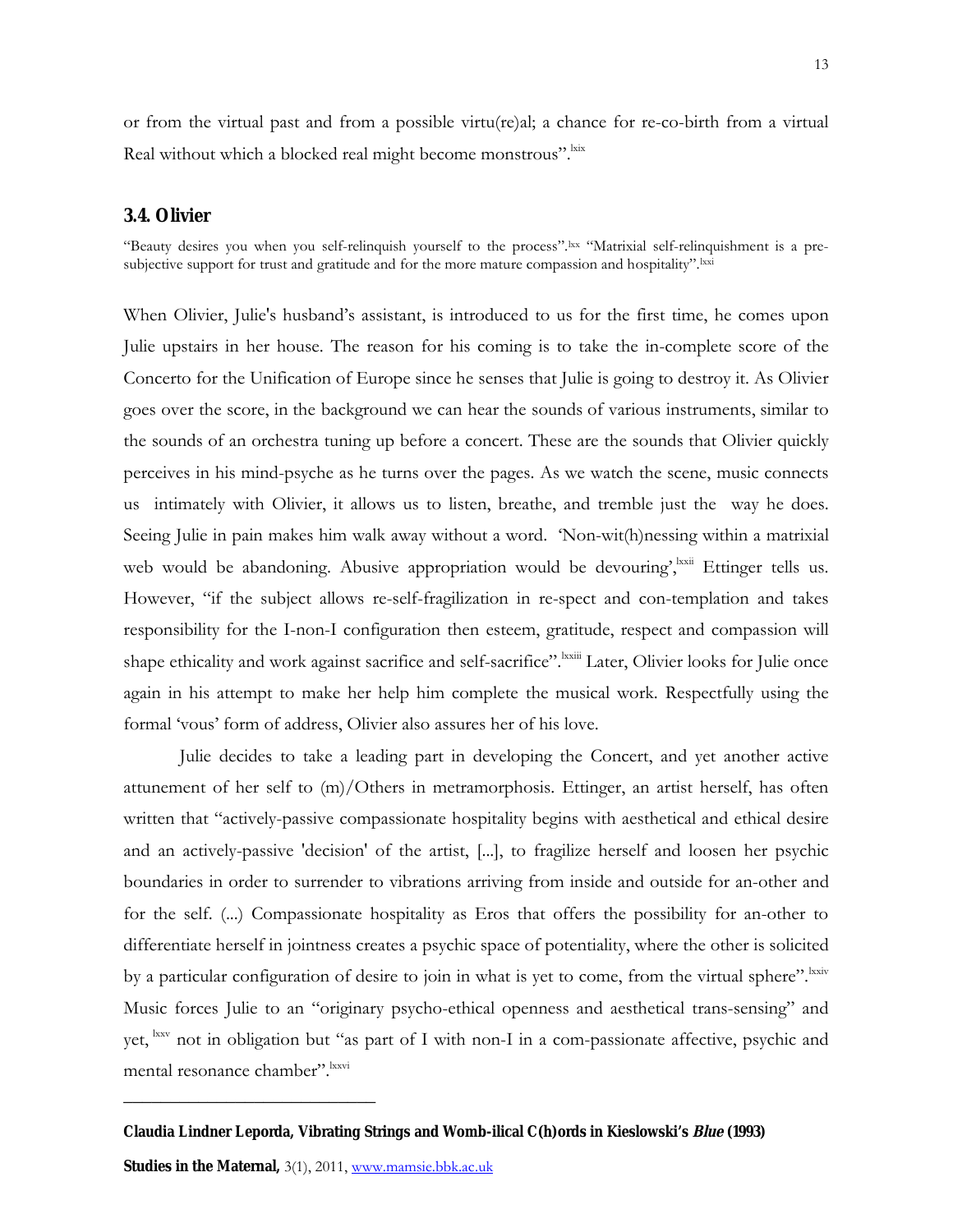or from the virtual past and from a possible virtu(re)al; a chance for re-co-birth from a virtual Real without which a blocked real might become monstrous".[lxix]

### 3.4. Olivier

"Beauty desires you when you self-relinquish yourself to the process".[lxx] "Matrixial self-relinquishment is a pre-subjective support for trust and gratitude and for the more mature compassion and hospitality".[lxxi]

When Olivier, Julie's husband's assistant, is introduced to us for the first time, he comes upon Julie upstairs in her house. The reason for his coming is to take the in-complete score of the Concerto for the Unification of Europe since he senses that Julie is going to destroy it. As Olivier goes over the score, in the background we can hear the sounds of various instruments, similar to the sounds of an orchestra tuning up before a concert. These are the sounds that Olivier quickly perceives in his mind-psyche as he turns over the pages. As we watch the scene, music connects us intimately with Olivier, it allows us to listen, breathe, and tremble just the way he does. Seeing Julie in pain makes him walk away without a word. 'Non-wit(h)nessing within a matrixial web would be abandoning. Abusive appropriation would be devouring',[lxxii] Ettinger tells us. However, "if the subject allows re-self-fragilization in re-spect and con-templation and takes responsibility for the I-non-I configuration then esteem, gratitude, respect and compassion will shape ethicality and work against sacrifice and self-sacrifice".[lxxiii] Later, Olivier looks for Julie once again in his attempt to make her help him complete the musical work. Respectfully using the formal 'vous' form of address, Olivier also assures her of his love.

Julie decides to take a leading part in developing the Concert, and yet another active attunement of her self to (m)/Others in metramorphosis. Ettinger, an artist herself, has often written that "actively-passive compassionate hospitality begins with aesthetical and ethical desire and an actively-passive 'decision' of the artist, [...], to fragilize herself and loosen her psychic boundaries in order to surrender to vibrations arriving from inside and outside for an-other and for the self. (...) Compassionate hospitality as Eros that offers the possibility for an-other to differentiate herself in jointness creates a psychic space of potentiality, where the other is solicited by a particular configuration of desire to join in what is yet to come, from the virtual sphere".[lxxiv] Music forces Julie to an "originary psycho-ethical openness and aesthetical trans-sensing" and yet, [lxxv] not in obligation but "as part of I with non-I in a com-passionate affective, psychic and mental resonance chamber".[lxxvi]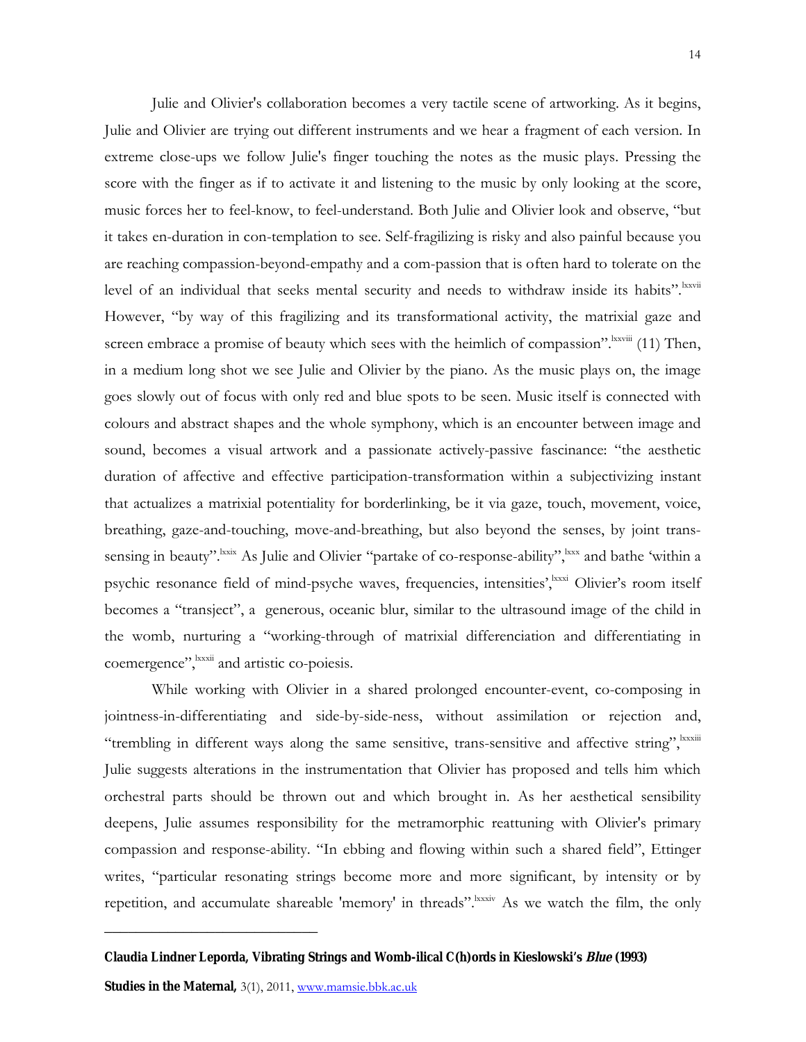Julie and Olivier's collaboration becomes a very tactile scene of artworking. As it begins, Julie and Olivier are trying out different instruments and we hear a fragment of each version. In extreme close-ups we follow Julie's finger touching the notes as the music plays. Pressing the score with the finger as if to activate it and listening to the music by only looking at the score, music forces her to feel-know, to feel-understand. Both Julie and Olivier look and observe, "but it takes en-duration in con-templation to see. Self-fragilizing is risky and also painful because you are reaching compassion-beyond-empathy and a com-passion that is often hard to tolerate on the level of an individual that seeks mental security and needs to withdraw inside its habits".[lxxvii] However, "by way of this fragilizing and its transformational activity, the matrixial gaze and screen embrace a promise of beauty which sees with the heimlich of compassion".[lxxviii] (11) Then, in a medium long shot we see Julie and Olivier by the piano. As the music plays on, the image goes slowly out of focus with only red and blue spots to be seen. Music itself is connected with colours and abstract shapes and the whole symphony, which is an encounter between image and sound, becomes a visual artwork and a passionate actively-passive fascinance: "the aesthetic duration of affective and effective participation-transformation within a subjectivizing instant that actualizes a matrixial potentiality for borderlinking, be it via gaze, touch, movement, voice, breathing, gaze-and-touching, move-and-breathing, but also beyond the senses, by joint trans-sensing in beauty".[lxxix] As Julie and Olivier "partake of co-response-ability",[lxxx] and bathe 'within a psychic resonance field of mind-psyche waves, frequencies, intensities',[lxxxi] Olivier's room itself becomes a "transject", a generous, oceanic blur, similar to the ultrasound image of the child in the womb, nurturing a "working-through of matrixial differenciation and differentiating in coemergence",[lxxxii] and artistic co-poiesis.

While working with Olivier in a shared prolonged encounter-event, co-composing in jointness-in-differentiating and side-by-side-ness, without assimilation or rejection and, "trembling in different ways along the same sensitive, trans-sensitive and affective string",[lxxxiii] Julie suggests alterations in the instrumentation that Olivier has proposed and tells him which orchestral parts should be thrown out and which brought in. As her aesthetical sensibility deepens, Julie assumes responsibility for the metramorphic reattuning with Olivier's primary compassion and response-ability. "In ebbing and flowing within such a shared field", Ettinger writes, "particular resonating strings become more and more significant, by intensity or by repetition, and accumulate shareable 'memory' in threads".[lxxxiv] As we watch the film, the only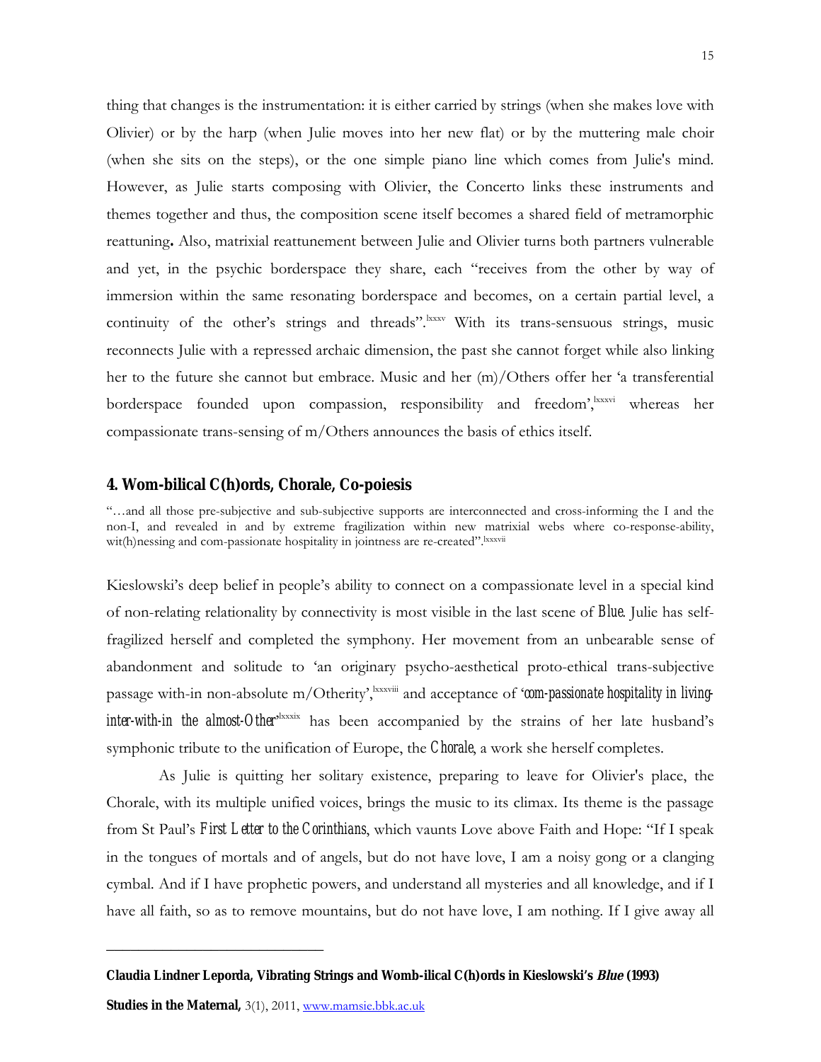thing that changes is the instrumentation: it is either carried by strings (when she makes love with Olivier) or by the harp (when Julie moves into her new flat) or by the muttering male choir (when she sits on the steps), or the one simple piano line which comes from Julie's mind. However, as Julie starts composing with Olivier, the Concerto links these instruments and themes together and thus, the composition scene itself becomes a shared field of metramorphic reattuning**.** Also, matrixial reattunement between Julie and Olivier turns both partners vulnerable and yet, in the psychic borderspace they share, each "receives from the other by way of immersion within the same resonating borderspace and becomes, on a certain partial level, a continuity of the other's strings and threads".[lxxxv] With its trans-sensuous strings, music reconnects Julie with a repressed archaic dimension, the past she cannot forget while also linking her to the future she cannot but embrace. Music and her (m)/Others offer her 'a transferential borderspace founded upon compassion, responsibility and freedom',[lxxxvi] whereas her compassionate trans-sensing of m/Others announces the basis of ethics itself.

## 4. Wom-bilical C(h)ords, Chorale, Co-poiesis

"…and all those pre-subjective and sub-subjective supports are interconnected and cross-informing the I and the non-I, and revealed in and by extreme fragilization within new matrixial webs where co-response-ability, wit(h)nessing and com-passionate hospitality in jointness are re-created".[lxxxvii]

Kieslowski's deep belief in people's ability to connect on a compassionate level in a special kind of non-relating relationality by connectivity is most visible in the last scene of *Blue*. Julie has self-fragilized herself and completed the symphony. Her movement from an unbearable sense of abandonment and solitude to 'an originary psycho-aesthetical proto-ethical trans-subjective passage with-in non-absolute m/Otherity',[lxxxviii] and acceptance of '*com-passionate hospitality in living-inter-with-in the almost-Other*'[lxxxix] has been accompanied by the strains of her late husband's symphonic tribute to the unification of Europe, the *Chorale*, a work she herself completes.

As Julie is quitting her solitary existence, preparing to leave for Olivier's place, the Chorale, with its multiple unified voices, brings the music to its climax. Its theme is the passage from St Paul's *First Letter to the Corinthians*, which vaunts Love above Faith and Hope: "If I speak in the tongues of mortals and of angels, but do not have love, I am a noisy gong or a clanging cymbal. And if I have prophetic powers, and understand all mysteries and all knowledge, and if I have all faith, so as to remove mountains, but do not have love, I am nothing. If I give away all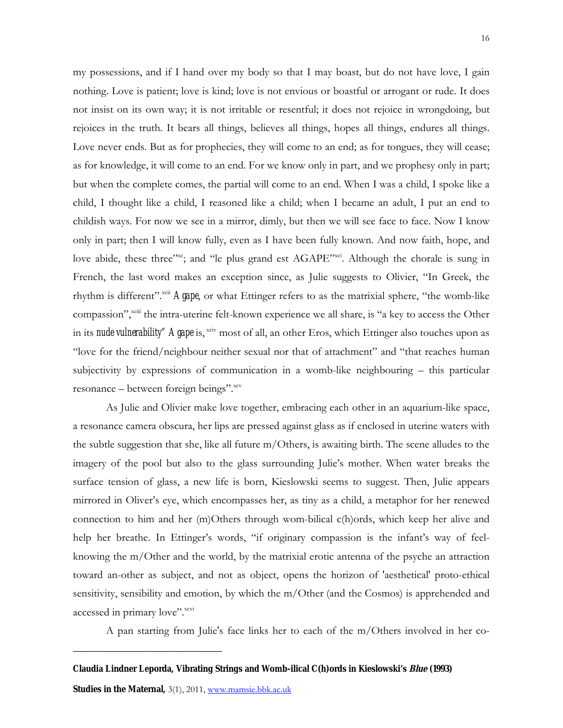my possessions, and if I hand over my body so that I may boast, but do not have love, I gain nothing. Love is patient; love is kind; love is not envious or boastful or arrogant or rude. It does not insist on its own way; it is not irritable or resentful; it does not rejoice in wrongdoing, but rejoices in the truth. It bears all things, believes all things, hopes all things, endures all things. Love never ends. But as for prophecies, they will come to an end; as for tongues, they will cease; as for knowledge, it will come to an end. For we know only in part, and we prophesy only in part; but when the complete comes, the partial will come to an end. When I was a child, I spoke like a child, I thought like a child, I reasoned like a child; when I became an adult, I put an end to childish ways. For now we see in a mirror, dimly, but then we will see face to face. Now I know only in part; then I will know fully, even as I have been fully known. And now faith, hope, and love abide, these three"[xc]; and "le plus grand est AGAPE"[xci]. Although the chorale is sung in French, the last word makes an exception since, as Julie suggests to Olivier, "In Greek, the rhythm is different".[xcii] *Agape*, or what Ettinger refers to as the matrixial sphere, "the womb-like compassion",[xciii] the intra-uterine felt-known experience we all share, is "a key to access the Other in its *nude vulnerability*" *Agape* is,[xciv] most of all, an other Eros, which Ettinger also touches upon as "love for the friend/neighbour neither sexual nor that of attachment" and "that reaches human subjectivity by expressions of communication in a womb-like neighbouring – this particular resonance – between foreign beings".[xcv]

As Julie and Olivier make love together, embracing each other in an aquarium-like space, a resonance camera obscura, her lips are pressed against glass as if enclosed in uterine waters with the subtle suggestion that she, like all future m/Others, is awaiting birth. The scene alludes to the imagery of the pool but also to the glass surrounding Julie's mother. When water breaks the surface tension of glass, a new life is born, Kieslowski seems to suggest. Then, Julie appears mirrored in Oliver's eye, which encompasses her, as tiny as a child, a metaphor for her renewed connection to him and her (m)Others through wom-bilical c(h)ords, which keep her alive and help her breathe. In Ettinger's words, "if originary compassion is the infant's way of feel-knowing the m/Other and the world, by the matrixial erotic antenna of the psyche an attraction toward an-other as subject, and not as object, opens the horizon of 'aesthetical' proto-ethical sensitivity, sensibility and emotion, by which the m/Other (and the Cosmos) is apprehended and accessed in primary love".[xcvi]

A pan starting from Julie's face links her to each of the m/Others involved in her co-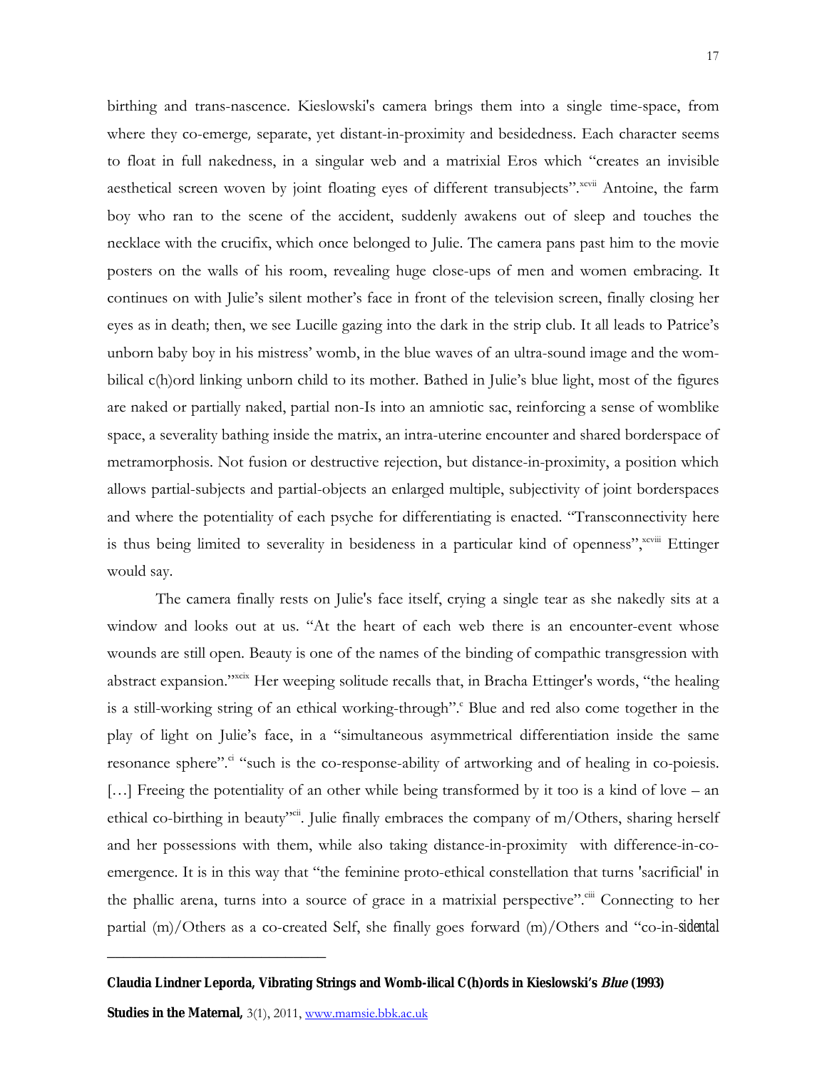birthing and trans-nascence. Kieslowski's camera brings them into a single time-space, from where they co-emerge*,* separate, yet distant-in-proximity and besidedness. Each character seems to float in full nakedness, in a singular web and a matrixial Eros which "creates an invisible aesthetical screen woven by joint floating eyes of different transubjects".[xcvii] Antoine, the farm boy who ran to the scene of the accident, suddenly awakens out of sleep and touches the necklace with the crucifix, which once belonged to Julie. The camera pans past him to the movie posters on the walls of his room, revealing huge close-ups of men and women embracing. It continues on with Julie's silent mother's face in front of the television screen, finally closing her eyes as in death; then, we see Lucille gazing into the dark in the strip club. It all leads to Patrice's unborn baby boy in his mistress' womb, in the blue waves of an ultra-sound image and the wom-bilical c(h)ord linking unborn child to its mother. Bathed in Julie's blue light, most of the figures are naked or partially naked, partial non-Is into an amniotic sac, reinforcing a sense of womblike space, a severality bathing inside the matrix, an intra-uterine encounter and shared borderspace of metramorphosis. Not fusion or destructive rejection, but distance-in-proximity, a position which allows partial-subjects and partial-objects an enlarged multiple, subjectivity of joint borderspaces and where the potentiality of each psyche for differentiating is enacted. "Transconnectivity here is thus being limited to severality in besideness in a particular kind of openness",[xcviii] Ettinger would say.

The camera finally rests on Julie's face itself, crying a single tear as she nakedly sits at a window and looks out at us. "At the heart of each web there is an encounter-event whose wounds are still open. Beauty is one of the names of the binding of compathic transgression with abstract expansion."[xcix] Her weeping solitude recalls that, in Bracha Ettinger's words, "the healing is a still-working string of an ethical working-through".[c] Blue and red also come together in the play of light on Julie's face, in a "simultaneous asymmetrical differentiation inside the same resonance sphere".[ci] "such is the co-response-ability of artworking and of healing in co-poiesis. […] Freeing the potentiality of an other while being transformed by it too is a kind of love – an ethical co-birthing in beauty"[cii]. Julie finally embraces the company of m/Others, sharing herself and her possessions with them, while also taking distance-in-proximity with difference-in-co-emergence. It is in this way that "the feminine proto-ethical constellation that turns 'sacrificial' in the phallic arena, turns into a source of grace in a matrixial perspective".[ciii] Connecting to her partial (m)/Others as a co-created Self, she finally goes forward (m)/Others and "co-in-sidental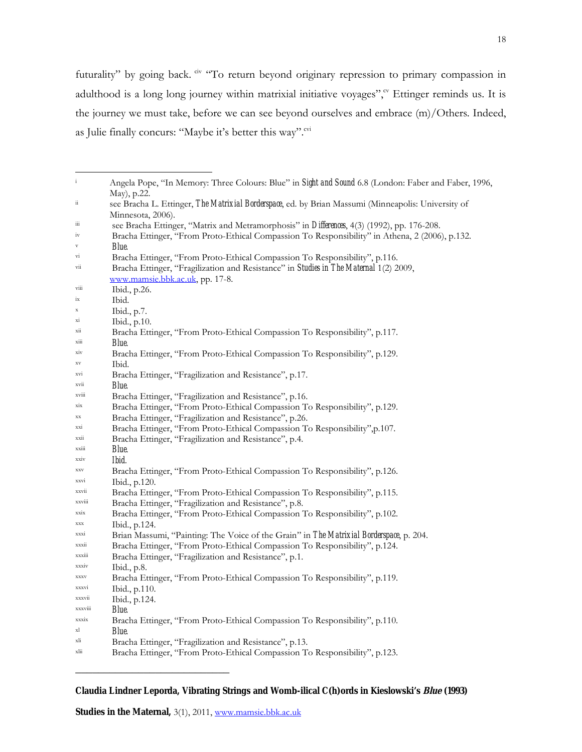futurality" by going back. [civ] "To return beyond originary repression to primary compassion in adulthood is a long long journey within matrixial initiative voyages",[cv] Ettinger reminds us. It is the journey we must take, before we can see beyond ourselves and embrace (m)/Others. Indeed, as Julie finally concurs: "Maybe it's better this way".[cvi]

---

[i] Angela Pope, "In Memory: Three Colours: Blue" in *Sight and Sound* 6.8 (London: Faber and Faber, 1996, May), p.22.

[ii] see Bracha L. Ettinger, *The Matrixial Borderspace*, ed. by Brian Massumi (Minneapolis: University of Minnesota, 2006).

[iii] see Bracha Ettinger, "Matrix and Metramorphosis" in *Differences*, 4(3) (1992), pp. 176-208.

[iv] Bracha Ettinger, "From Proto-Ethical Compassion To Responsibility" in Athena, 2 (2006), p.132.

[v] *Blue*.

[vi] Bracha Ettinger, "From Proto-Ethical Compassion To Responsibility", p.116.

[vii] Bracha Ettinger, "Fragilization and Resistance" in *Studies in The Maternal* 1(2) 2009, www.mamsie.bbk.ac.uk, pp. 17-8.

[viii] Ibid., p.26.

[ix] Ibid.

[x] Ibid., p.7.

[xi] Ibid., p.10.

[xii] Bracha Ettinger, "From Proto-Ethical Compassion To Responsibility", p.117.

[xiii] *Blue*.

[xiv] Bracha Ettinger, "From Proto-Ethical Compassion To Responsibility", p.129.

[xv] Ibid.

[xvi] Bracha Ettinger, "Fragilization and Resistance", p.17.

[xvii] *Blue*.

[xviii] Bracha Ettinger, "Fragilization and Resistance", p.16.

[xix] Bracha Ettinger, "From Proto-Ethical Compassion To Responsibility", p.129.

[xx] Bracha Ettinger, "Fragilization and Resistance", p.26.

[xxi] Bracha Ettinger, "From Proto-Ethical Compassion To Responsibility",p.107.

[xxii] Bracha Ettinger, "Fragilization and Resistance", p.4.

[xxiii] *Blue*.

[xxiv] *Ibid*.

[xxv] Bracha Ettinger, "From Proto-Ethical Compassion To Responsibility", p.126.

[xxvi] Ibid., p.120.

[xxvii] Bracha Ettinger, "From Proto-Ethical Compassion To Responsibility", p.115.

[xxviii] Bracha Ettinger, "Fragilization and Resistance", p.8.

[xxix] Bracha Ettinger, "From Proto-Ethical Compassion To Responsibility", p.102.

[xxx] Ibid., p.124.

[xxxi] Brian Massumi, "Painting: The Voice of the Grain" in *The Matrixial Borderspace*, p. 204.

[xxxii] Bracha Ettinger, "From Proto-Ethical Compassion To Responsibility", p.124.

[xxxiii] Bracha Ettinger, "Fragilization and Resistance", p.1.

[xxxiv] Ibid., p.8.

[xxxv] Bracha Ettinger, "From Proto-Ethical Compassion To Responsibility", p.119.

[xxxvi] Ibid., p.110.

[xxxvii] Ibid., p.124.

[xxxviii] *Blue*.

[xxxix] Bracha Ettinger, "From Proto-Ethical Compassion To Responsibility", p.110.

[xl] *Blue*.

[xli] Bracha Ettinger, "Fragilization and Resistance", p.13.

[xlii] Bracha Ettinger, "From Proto-Ethical Compassion To Responsibility", p.123.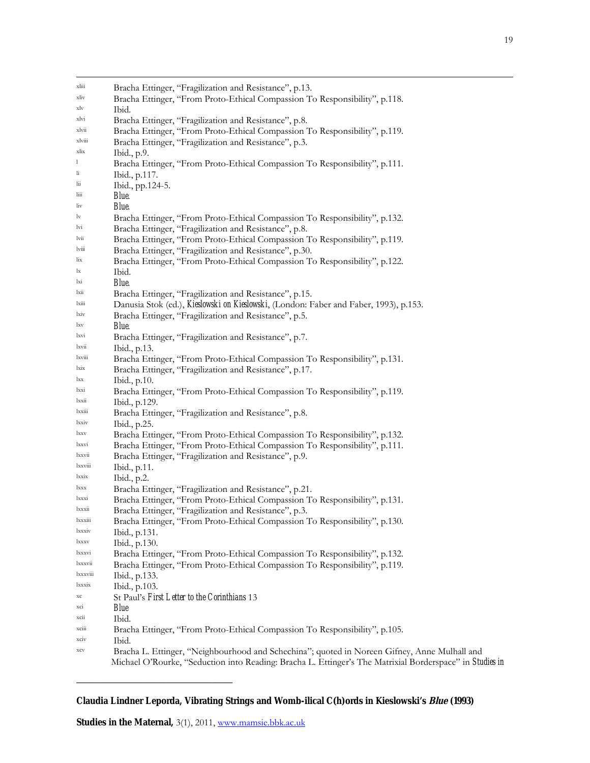xliii Bracha Ettinger, "Fragilization and Resistance", p.13.

xliv Bracha Ettinger, "From Proto-Ethical Compassion To Responsibility", p.118.

xlv Ibid.

xlvi Bracha Ettinger, "Fragilization and Resistance", p.8.

xlvii Bracha Ettinger, "From Proto-Ethical Compassion To Responsibility", p.119.

xlviii Bracha Ettinger, "Fragilization and Resistance", p.3.

xlix Ibid., p.9.

l Bracha Ettinger, "From Proto-Ethical Compassion To Responsibility", p.111.

li Ibid., p.117.

lii Ibid., pp.124-5.

liii *Blue.*

liv *Blue.*

lv Bracha Ettinger, "From Proto-Ethical Compassion To Responsibility", p.132.

lvi Bracha Ettinger, "Fragilization and Resistance", p.8.

lvii Bracha Ettinger, "From Proto-Ethical Compassion To Responsibility", p.119.

lviii Bracha Ettinger, "Fragilization and Resistance", p.30.

lix Bracha Ettinger, "From Proto-Ethical Compassion To Responsibility", p.122.

lx Ibid.

lxi *Blue.*

lxii Bracha Ettinger, "Fragilization and Resistance", p.15.

lxiii Danusia Stok (ed.), *Kieslowski on Kieslowski*, (London: Faber and Faber, 1993), p.153.

lxiv Bracha Ettinger, "Fragilization and Resistance", p.5.

lxv *Blue.*

lxvi Bracha Ettinger, "Fragilization and Resistance", p.7.

lxvii Ibid., p.13.

lxviii Bracha Ettinger, "From Proto-Ethical Compassion To Responsibility", p.131.

lxix Bracha Ettinger, "Fragilization and Resistance", p.17.

lxx Ibid., p.10.

lxxi Bracha Ettinger, "From Proto-Ethical Compassion To Responsibility", p.119.

lxxii Ibid., p.129.

lxxiii Bracha Ettinger, "Fragilization and Resistance", p.8.

lxxiv Ibid., p.25.

lxxv Bracha Ettinger, "From Proto-Ethical Compassion To Responsibility", p.132.

lxxvi Bracha Ettinger, "From Proto-Ethical Compassion To Responsibility", p.111.

lxxvii Bracha Ettinger, "Fragilization and Resistance", p.9.

lxxviii Ibid., p.11.

lxxix Ibid., p.2.

lxxx Bracha Ettinger, "Fragilization and Resistance", p.21.

lxxxi Bracha Ettinger, "From Proto-Ethical Compassion To Responsibility", p.131.

lxxxii Bracha Ettinger, "Fragilization and Resistance", p.3.

lxxxiii Bracha Ettinger, "From Proto-Ethical Compassion To Responsibility", p.130.

lxxxiv Ibid., p.131.

lxxxv Ibid., p.130.

lxxxvi Bracha Ettinger, "From Proto-Ethical Compassion To Responsibility", p.132.

lxxxvii Bracha Ettinger, "From Proto-Ethical Compassion To Responsibility", p.119.

lxxxviii Ibid., p.133.

lxxxix Ibid., p.103.

xc St Paul's *First Letter to the Corinthians* 13

xci *Blue*

xcii Ibid.

xciii Bracha Ettinger, "From Proto-Ethical Compassion To Responsibility", p.105.

xciv Ibid.

xcv Bracha L. Ettinger, "Neighbourhood and Schechina"; quoted in Noreen Gifney, Anne Mulhall and Michael O'Rourke, "Seduction into Reading: Bracha L. Ettinger's The Matrixial Borderspace" in *Studies in*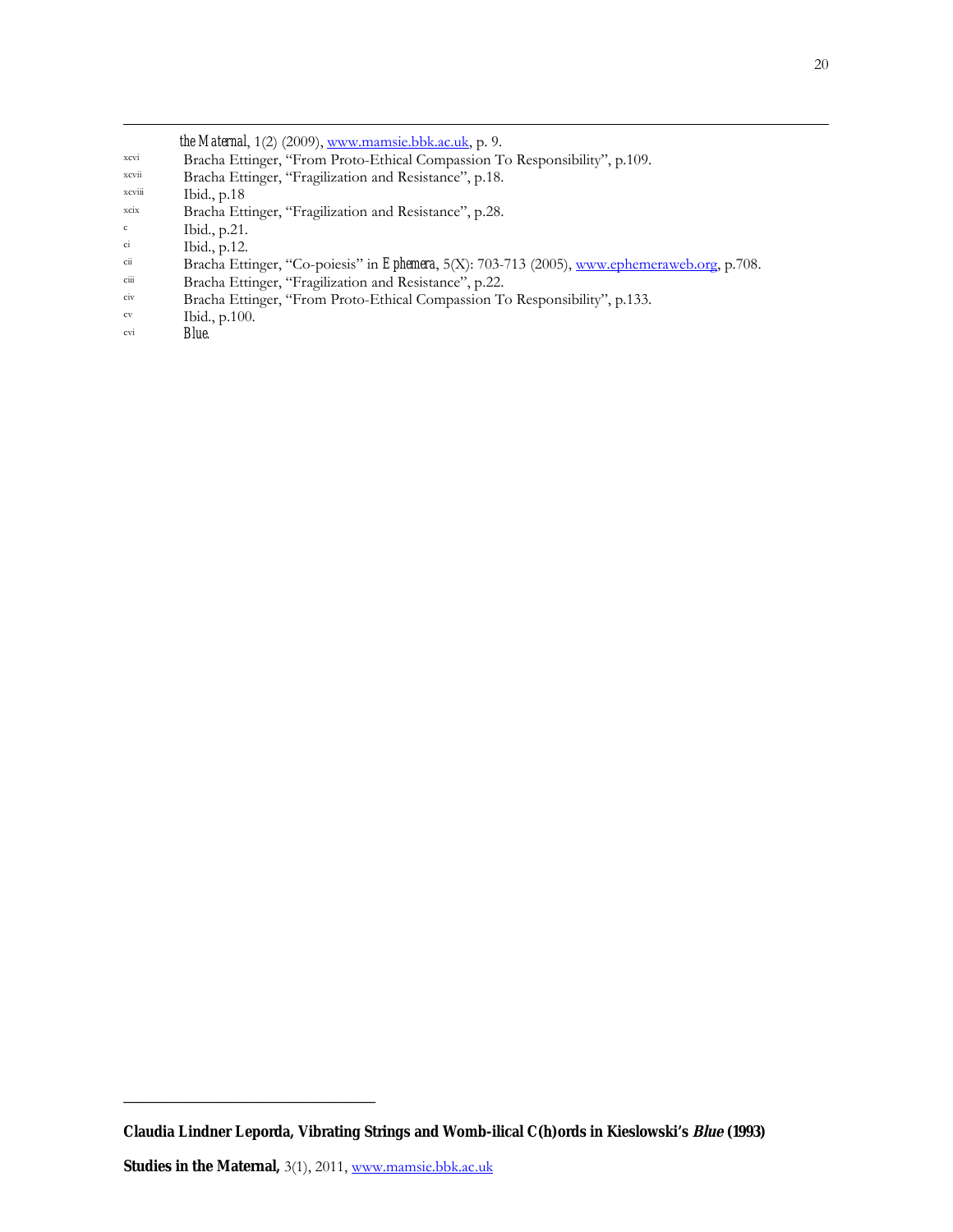*the Maternal*, 1(2) (2009), www.mamsie.bbk.ac.uk, p. 9.

xcvi Bracha Ettinger, "From Proto-Ethical Compassion To Responsibility", p.109.

xcvii Bracha Ettinger, "Fragilization and Resistance", p.18.

xcviii Ibid., p.18

xcix Bracha Ettinger, "Fragilization and Resistance", p.28.

c Ibid., p.21.

ci Ibid., p.12.

cii Bracha Ettinger, "Co-poiesis" in *Ephemera*, 5(X): 703-713 (2005), www.ephemeraweb.org, p.708.

ciii Bracha Ettinger, "Fragilization and Resistance", p.22.

civ Bracha Ettinger, "From Proto-Ethical Compassion To Responsibility", p.133.

cv Ibid., p.100.

cvi *Blue*.